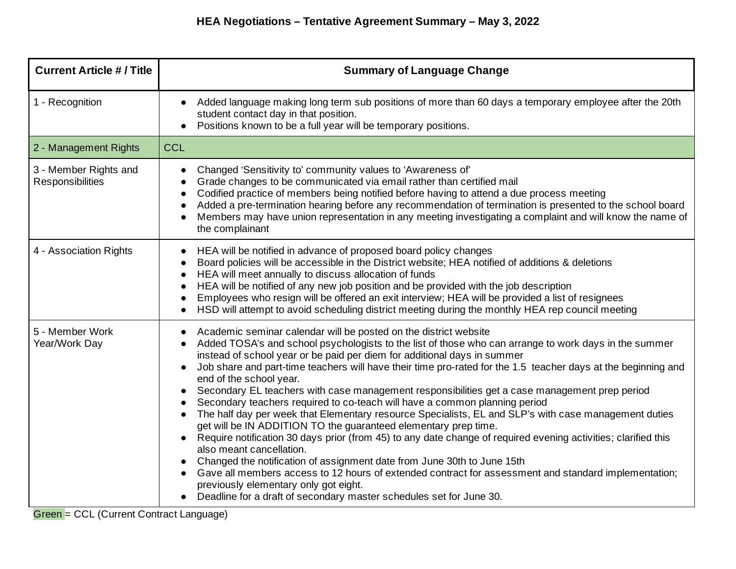**HEA Negotiations – Tentative Agreement Summary – May 3, 2022**

| Current Article # / Title | Summary of Language Change |
|---|---|
| 1 - Recognition | • Added language making long term sub positions of more than 60 days a temporary employee after the 20th student contact day in that position.<br>• Positions known to be a full year will be temporary positions. |
| 2 - Management Rights | CCL |
| 3 - Member Rights and Responsibilities | • Changed 'Sensitivity to' community values to 'Awareness of'<br>• Grade changes to be communicated via email rather than certified mail<br>• Codified practice of members being notified before having to attend a due process meeting<br>• Added a pre-termination hearing before any recommendation of termination is presented to the school board<br>• Members may have union representation in any meeting investigating a complaint and will know the name of the complainant |
| 4 - Association Rights | • HEA will be notified in advance of proposed board policy changes<br>• Board policies will be accessible in the District website; HEA notified of additions & deletions<br>• HEA will meet annually to discuss allocation of funds<br>• HEA will be notified of any new job position and be provided with the job description<br>• Employees who resign will be offered an exit interview; HEA will be provided a list of resignees<br>• HSD will attempt to avoid scheduling district meeting during the monthly HEA rep council meeting |
| 5 - Member Work Year/Work Day | • Academic seminar calendar will be posted on the district website<br>• Added TOSA's and school psychologists to the list of those who can arrange to work days in the summer instead of school year or be paid per diem for additional days in summer<br>• Job share and part-time teachers will have their time pro-rated for the 1.5 teacher days at the beginning and end of the school year.<br>• Secondary EL teachers with case management responsibilities get a case management prep period<br>• Secondary teachers required to co-teach will have a common planning period<br>• The half day per week that Elementary resource Specialists, EL and SLP's with case management duties get will be IN ADDITION TO the guaranteed elementary prep time.<br>• Require notification 30 days prior (from 45) to any date change of required evening activities; clarified this also meant cancellation.<br>• Changed the notification of assignment date from June 30th to June 15th<br>• Gave all members access to 12 hours of extended contract for assessment and standard implementation; previously elementary only got eight.<br>• Deadline for a draft of secondary master schedules set for June 30. |

Green = CCL (Current Contract Language)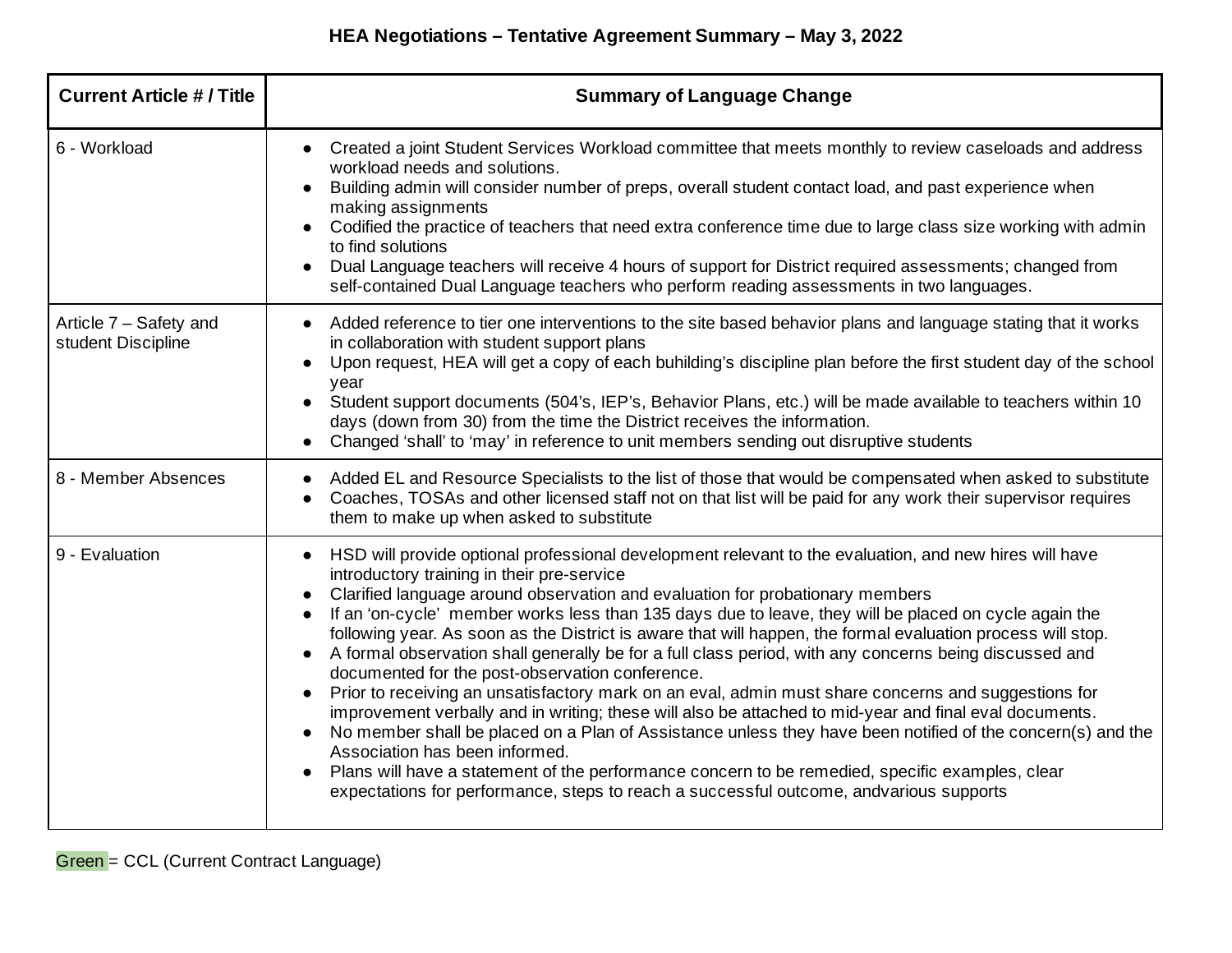**HEA Negotiations – Tentative Agreement Summary – May 3, 2022**

| Current Article # / Title | Summary of Language Change |
|---|---|
| 6 - Workload | • Created a joint Student Services Workload committee that meets monthly to review caseloads and address workload needs and solutions.<br>• Building admin will consider number of preps, overall student contact load, and past experience when making assignments<br>• Codified the practice of teachers that need extra conference time due to large class size working with admin to find solutions<br>• Dual Language teachers will receive 4 hours of support for District required assessments; changed from self-contained Dual Language teachers who perform reading assessments in two languages. |
| Article 7 – Safety and student Discipline | • Added reference to tier one interventions to the site based behavior plans and language stating that it works in collaboration with student support plans<br>• Upon request, HEA will get a copy of each buhilding's discipline plan before the first student day of the school year<br>• Student support documents (504's, IEP's, Behavior Plans, etc.) will be made available to teachers within 10 days (down from 30) from the time the District receives the information.<br>• Changed 'shall' to 'may' in reference to unit members sending out disruptive students |
| 8 - Member Absences | • Added EL and Resource Specialists to the list of those that would be compensated when asked to substitute<br>• Coaches, TOSAs and other licensed staff not on that list will be paid for any work their supervisor requires them to make up when asked to substitute |
| 9 - Evaluation | • HSD will provide optional professional development relevant to the evaluation, and new hires will have introductory training in their pre-service<br>• Clarified language around observation and evaluation for probationary members<br>• If an 'on-cycle' member works less than 135 days due to leave, they will be placed on cycle again the following year. As soon as the District is aware that will happen, the formal evaluation process will stop.<br>• A formal observation shall generally be for a full class period, with any concerns being discussed and documented for the post-observation conference.<br>• Prior to receiving an unsatisfactory mark on an eval, admin must share concerns and suggestions for improvement verbally and in writing; these will also be attached to mid-year and final eval documents.<br>• No member shall be placed on a Plan of Assistance unless they have been notified of the concern(s) and the Association has been informed.<br>• Plans will have a statement of the performance concern to be remedied, specific examples, clear expectations for performance, steps to reach a successful outcome, andvarious supports |

Green = CCL (Current Contract Language)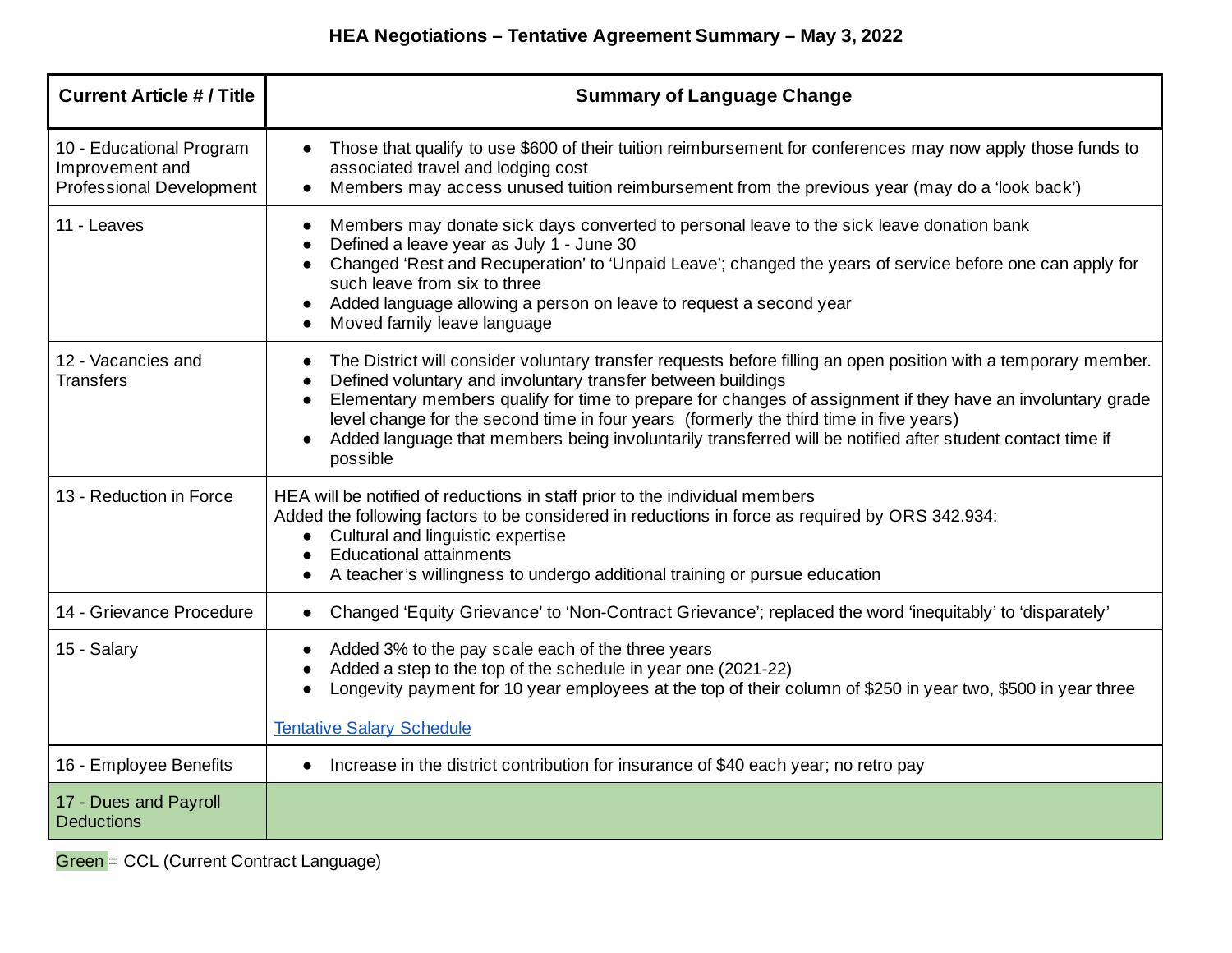**HEA Negotiations – Tentative Agreement Summary – May 3, 2022**

| Current Article # / Title | Summary of Language Change |
|---|---|
| 10 - Educational Program Improvement and Professional Development | • Those that qualify to use $600 of their tuition reimbursement for conferences may now apply those funds to associated travel and lodging cost<br>• Members may access unused tuition reimbursement from the previous year (may do a 'look back') |
| 11 - Leaves | • Members may donate sick days converted to personal leave to the sick leave donation bank<br>• Defined a leave year as July 1 - June 30<br>• Changed 'Rest and Recuperation' to 'Unpaid Leave'; changed the years of service before one can apply for such leave from six to three<br>• Added language allowing a person on leave to request a second year<br>• Moved family leave language |
| 12 - Vacancies and Transfers | • The District will consider voluntary transfer requests before filling an open position with a temporary member.<br>• Defined voluntary and involuntary transfer between buildings<br>• Elementary members qualify for time to prepare for changes of assignment if they have an involuntary grade level change for the second time in four years (formerly the third time in five years)<br>• Added language that members being involuntarily transferred will be notified after student contact time if possible |
| 13 - Reduction in Force | HEA will be notified of reductions in staff prior to the individual members<br>Added the following factors to be considered in reductions in force as required by ORS 342.934:<br>• Cultural and linguistic expertise<br>• Educational attainments<br>• A teacher's willingness to undergo additional training or pursue education |
| 14 - Grievance Procedure | • Changed 'Equity Grievance' to 'Non-Contract Grievance'; replaced the word 'inequitably' to 'disparately' |
| 15 - Salary | • Added 3% to the pay scale each of the three years<br>• Added a step to the top of the schedule in year one (2021-22)<br>• Longevity payment for 10 year employees at the top of their column of $250 in year two, $500 in year three<br><br>Tentative Salary Schedule |
| 16 - Employee Benefits | • Increase in the district contribution for insurance of $40 each year; no retro pay |
| 17 - Dues and Payroll Deductions | |

Green = CCL (Current Contract Language)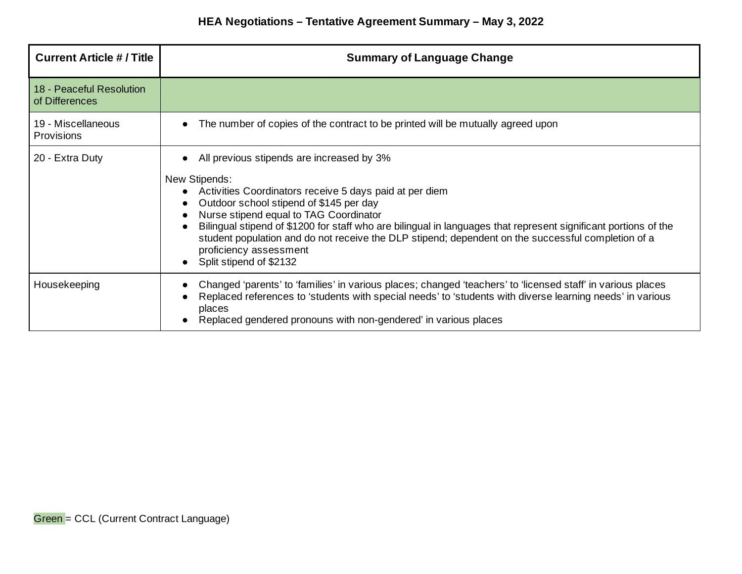**HEA Negotiations – Tentative Agreement Summary – May 3, 2022**

| Current Article # / Title | Summary of Language Change |
| --- | --- |
| 18 - Peaceful Resolution of Differences | |
| 19 - Miscellaneous Provisions | • The number of copies of the contract to be printed will be mutually agreed upon |
| 20 - Extra Duty | • All previous stipends are increased by 3%<br><br>New Stipends:<br>• Activities Coordinators receive 5 days paid at per diem<br>• Outdoor school stipend of $145 per day<br>• Nurse stipend equal to TAG Coordinator<br>• Bilingual stipend of $1200 for staff who are bilingual in languages that represent significant portions of the student population and do not receive the DLP stipend; dependent on the successful completion of a proficiency assessment<br>• Split stipend of $2132 |
| Housekeeping | • Changed ‘parents’ to ‘families’ in various places; changed ‘teachers’ to ‘licensed staff’ in various places<br>• Replaced references to ‘students with special needs’ to ‘students with diverse learning needs’ in various places<br>• Replaced gendered pronouns with non-gendered’ in various places |

Green = CCL (Current Contract Language)